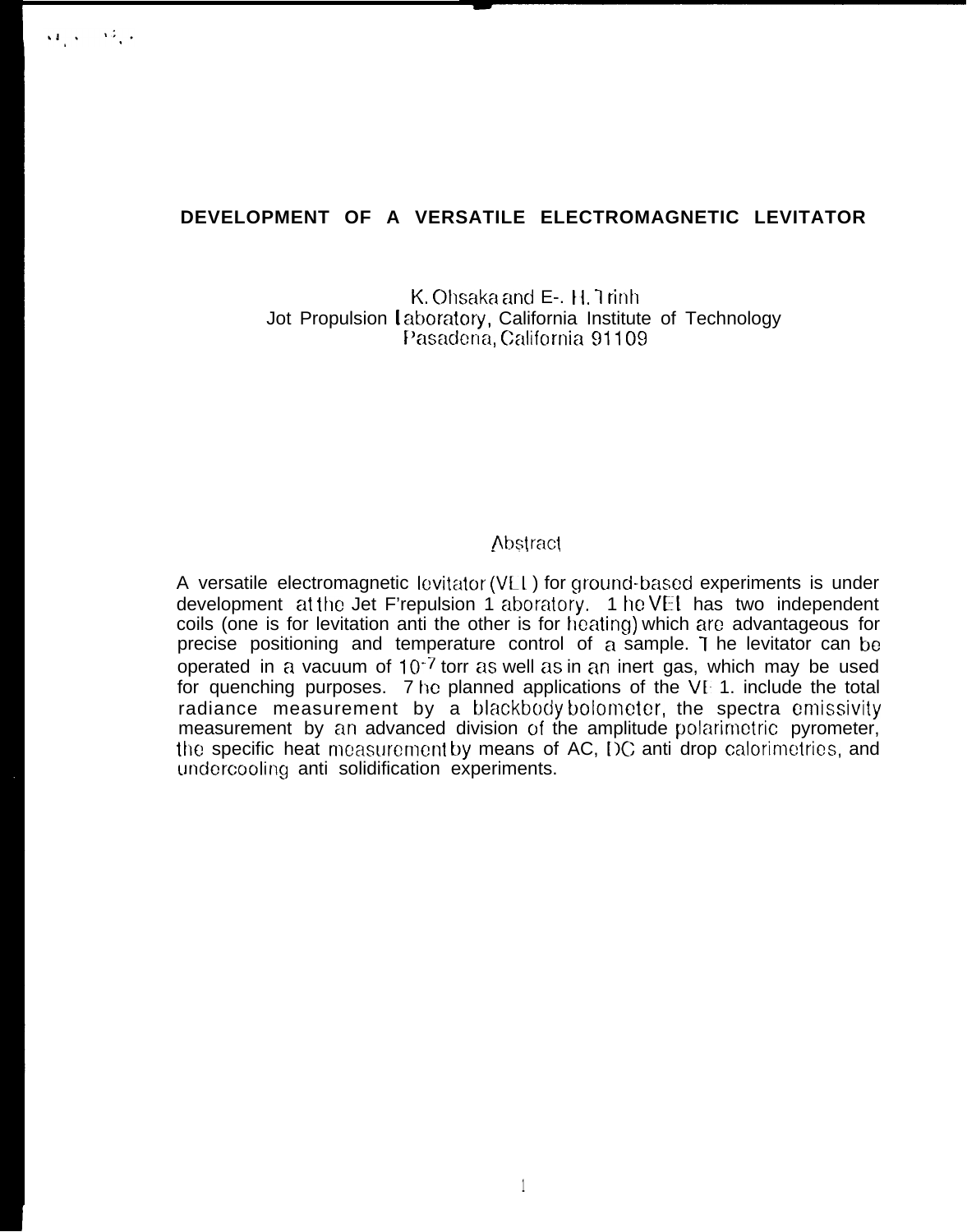# DEVELOPMENT OF A VERSATILE ELECTROMAGNETIC LEVITATOR

K. Ohsaka and E-. H. Trinh
Jot Propulsion Laboratory, California Institute of Technology
Pasadena, California 91109

## Abstract

A versatile electromagnetic levitator (VEL) for ground-based experiments is under development at the Jet F'repulsion 1 aboratory. 1 he VEL has two independent coils (one is for levitation anti the other is for heating) which are advantageous for precise positioning and temperature control of a sample. The levitator can be operated in a vacuum of $10^{-7}$ torr as well as in an inert gas, which may be used for quenching purposes. The planned applications of the VEL include the total radiance measurement by a blackbody bolometer, the spectra emissivity measurement by an advanced division of the amplitude polarimetric pyrometer, the specific heat measurement by means of AC, DC anti drop calorimetries, and undercooling anti solidification experiments.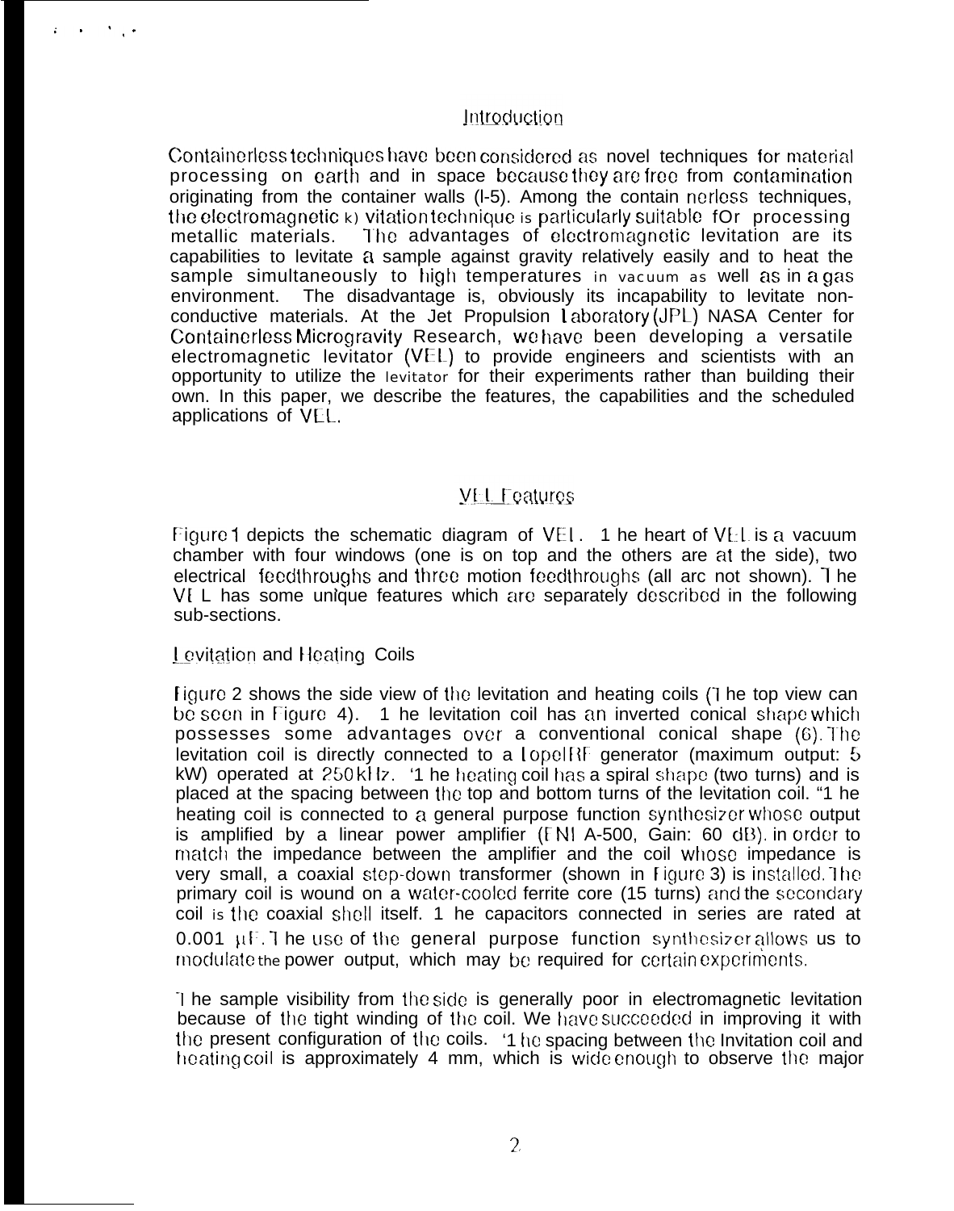## Introduction

Containerless techniques have been considered as novel techniques for material processing on earth and in space because they are free from contamination originating from the container walls (1-5). Among the containerless techniques, the electromagnetic levitation technique is particularly suitable for processing metallic materials. The advantages of electromagnetic levitation are its capabilities to levitate a sample against gravity relatively easily and to heat the sample simultaneously to high temperatures in vacuum as well as in a gas environment. The disadvantage is, obviously its incapability to levitate non-conductive materials. At the Jet Propulsion Laboratory (JPL) NASA Center for Containerless Microgravity Research, we have been developing a versatile electromagnetic levitator (VEL) to provide engineers and scientists with an opportunity to utilize the levitator for their experiments rather than building their own. In this paper, we describe the features, the capabilities and the scheduled applications of VEL.

## VEL Features

Figure 1 depicts the schematic diagram of VEL. The heart of VEL is a vacuum chamber with four windows (one is on top and the others are at the side), two electrical feedthroughs and three motion feedthroughs (all are not shown). The VEL has some unique features which are separately described in the following sub-sections.

### Levitation and Heating Coils

Figure 2 shows the side view of the levitation and heating coils (The top view can be seen in Figure 4). The levitation coil has an inverted conical shape which possesses some advantages over a conventional conical shape (6). The levitation coil is directly connected to a Lepel RF generator (maximum output: 5 kW) operated at 250 kHz. The heating coil has a spiral shape (two turns) and is placed at the spacing between the top and bottom turns of the levitation coil. The heating coil is connected to a general purpose function synthesizer whose output is amplified by a linear power amplifier (ENI A-500, Gain: 60 dB). In order to match the impedance between the amplifier and the coil whose impedance is very small, a coaxial step-down transformer (shown in Figure 3) is installed. The primary coil is wound on a water-cooled ferrite core (15 turns) and the secondary coil is the coaxial shell itself. The capacitors connected in series are rated at 0.001 μF. The use of the general purpose function synthesizer allows us to modulate the power output, which may be required for certain experiments.

The sample visibility from the side is generally poor in electromagnetic levitation because of the tight winding of the coil. We have succeeded in improving it with the present configuration of the coils. The spacing between the levitation coil and heating coil is approximately 4 mm, which is wide enough to observe the major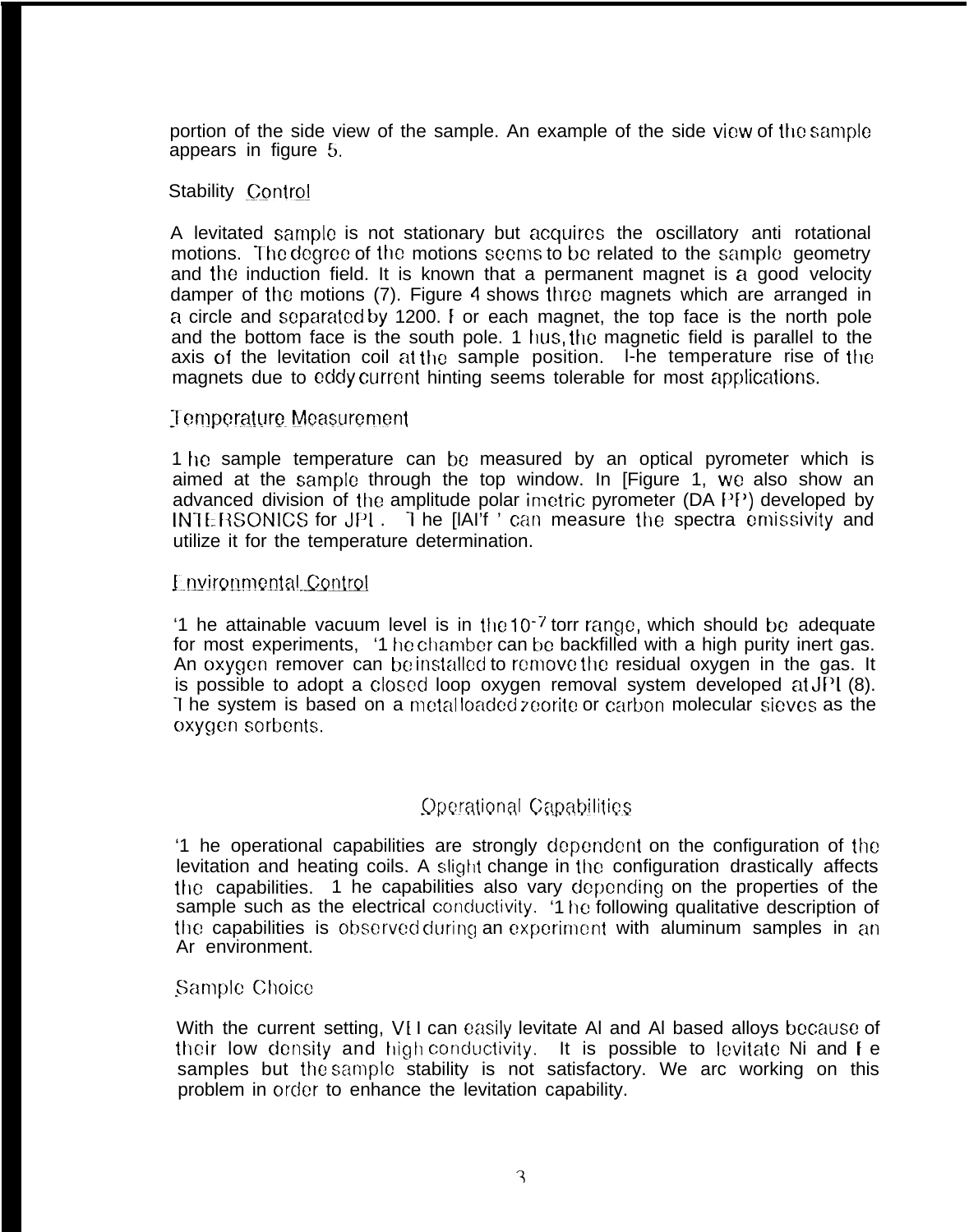portion of the side view of the sample. An example of the side view of the sample appears in figure 5.

### Stability Control

A levitated sample is not stationary but acquires the oscillatory anti rotational motions. The degree of the motions seems to be related to the sample geometry and the induction field. It is known that a permanent magnet is a good velocity damper of the motions (7). Figure 4 shows three magnets which are arranged in a circle and separated by 1200. For each magnet, the top face is the north pole and the bottom face is the south pole. Thus, the magnetic field is parallel to the axis of the levitation coil at the sample position. The temperature rise of the magnets due to eddy current hinting seems tolerable for most applications.

### Temperature Measurement

The sample temperature can be measured by an optical pyrometer which is aimed at the sample through the top window. In [Figure 1, we also show an advanced division of the amplitude polar imetric pyrometer (DAPP) developed by INTERSONICS for JPL. The [IAI'f ' can measure the spectra emissivity and utilize it for the temperature determination.

### Environmental Control

The attainable vacuum level is in the $10^{-7}$ torr range, which should be adequate for most experiments, The chamber can be backfilled with a high purity inert gas. An oxygen remover can be installed to remove the residual oxygen in the gas. It is possible to adopt a closed loop oxygen removal system developed at JPL (8). The system is based on a metal loaded zeorite or carbon molecular sieves as the oxygen sorbents.

## Operational Capabilities

The operational capabilities are strongly dependent on the configuration of the levitation and heating coils. A slight change in the configuration drastically affects the capabilities. The capabilities also vary depending on the properties of the sample such as the electrical conductivity. The following qualitative description of the capabilities is observed during an experiment with aluminum samples in an Ar environment.

### Sample Choice

With the current setting, VEI can easily levitate Al and Al based alloys because of their low density and high conductivity. It is possible to levitate Ni and Fe samples but the sample stability is not satisfactory. We arc working on this problem in order to enhance the levitation capability.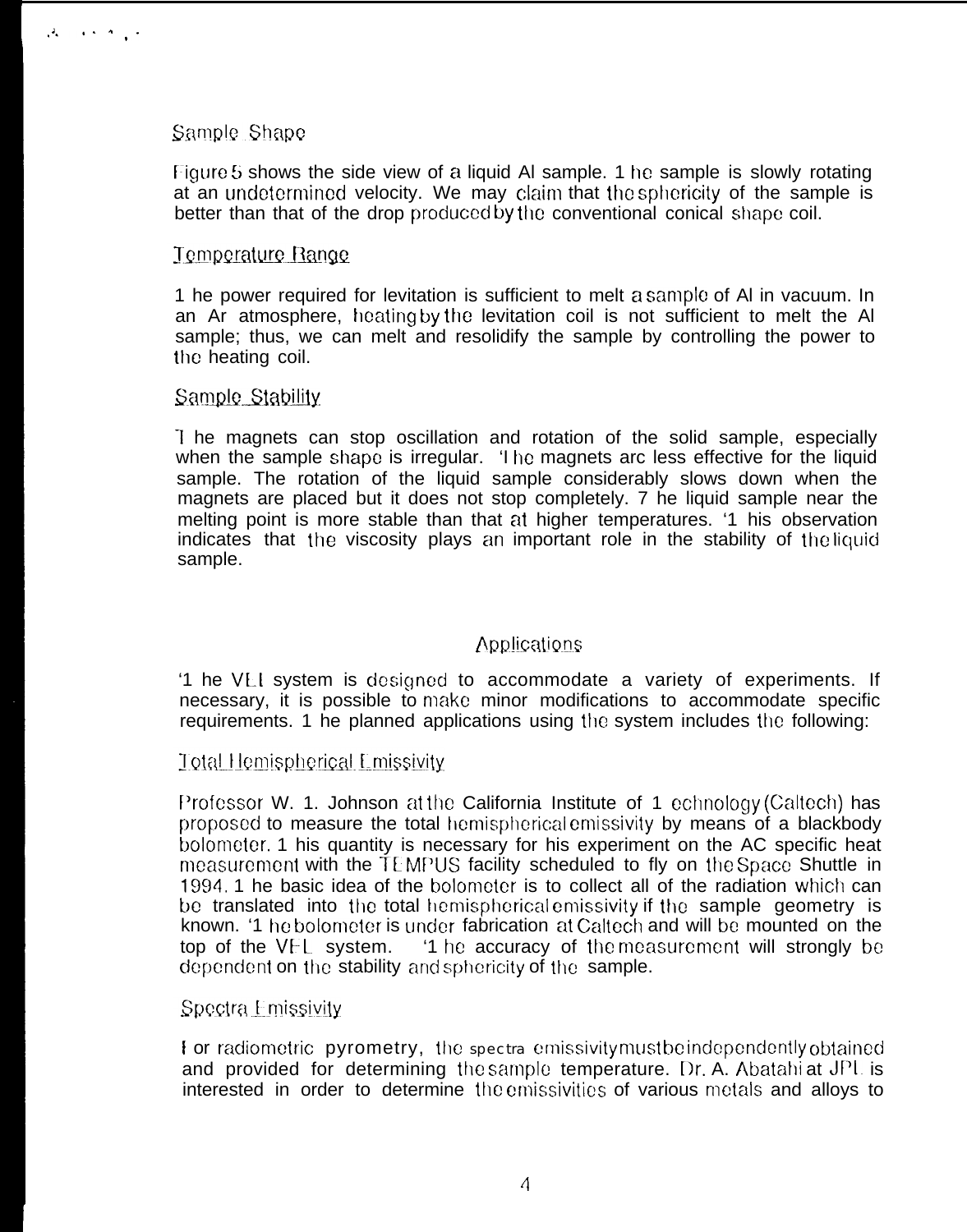### Sample Shape

Figure 5 shows the side view of a liquid Al sample. The sample is slowly rotating at an undetermined velocity. We may claim that the sphericity of the sample is better than that of the drop produced by the conventional conical shape coil.

### Temperature Range

The power required for levitation is sufficient to melt a sample of Al in vacuum. In an Ar atmosphere, heating by the levitation coil is not sufficient to melt the Al sample; thus, we can melt and resolidify the sample by controlling the power to the heating coil.

### Sample Stability

The magnets can stop oscillation and rotation of the solid sample, especially when the sample shape is irregular. The magnets are less effective for the liquid sample. The rotation of the liquid sample considerably slows down when the magnets are placed but it does not stop completely. The liquid sample near the melting point is more stable than that at higher temperatures. This observation indicates that the viscosity plays an important role in the stability of the liquid sample.

## Applications

The VEL system is designed to accommodate a variety of experiments. If necessary, it is possible to make minor modifications to accommodate specific requirements. The planned applications using the system includes the following:

### Total Hemispherical Emissivity

Professor W. L. Johnson at the California Institute of Technology (Caltech) has proposed to measure the total hemispherical emissivity by means of a blackbody bolometer. This quantity is necessary for his experiment on the AC specific heat measurement with the TEMPUS facility scheduled to fly on the Space Shuttle in 1994. The basic idea of the bolometer is to collect all of the radiation which can be translated into the total hemispherical emissivity if the sample geometry is known. The bolometer is under fabrication at Caltech and will be mounted on the top of the VEL system. The accuracy of the measurement will strongly be dependent on the stability and sphericity of the sample.

### Spectra Emissivity

For radiometric pyrometry, the spectra emissivity must be independently obtained and provided for determining the sample temperature. Dr. A. Abatahi at JPL is interested in order to determine the emissivities of various metals and alloys to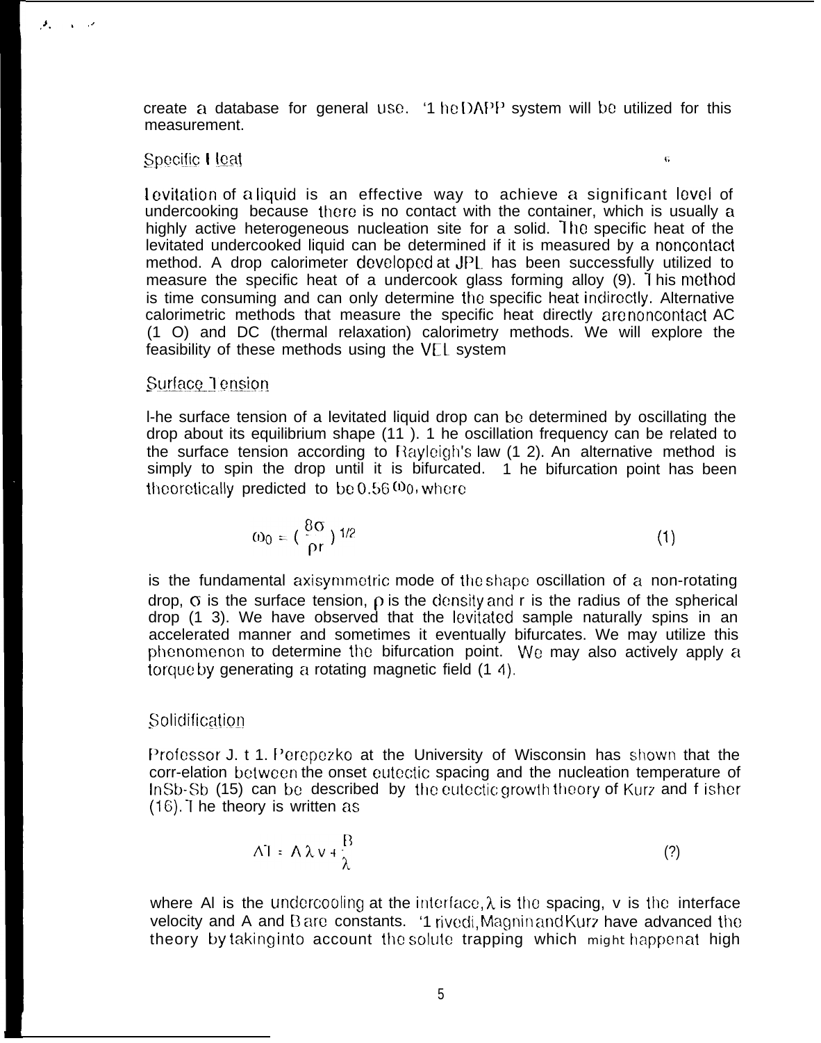create a database for general use. The DAPP system will be utilized for this measurement.

## Specific Heat

Levitation of a liquid is an effective way to achieve a significant level of undercooking because there is no contact with the container, which is usually a highly active heterogeneous nucleation site for a solid. The specific heat of the levitated undercooked liquid can be determined if it is measured by a noncontact method. A drop calorimeter developed at JPL has been successfully utilized to measure the specific heat of a undercook glass forming alloy (9). This method is time consuming and can only determine the specific heat indirectly. Alternative calorimetric methods that measure the specific heat directly are noncontact AC (10) and DC (thermal relaxation) calorimetry methods. We will explore the feasibility of these methods using the VEL system

## Surface Tension

The surface tension of a levitated liquid drop can be determined by oscillating the drop about its equilibrium shape (11). The oscillation frequency can be related to the surface tension according to Rayleigh's law (12). An alternative method is simply to spin the drop until it is bifurcated. The bifurcation point has been theoretically predicted to be $0.56\,\omega_0$, where

$$\omega_0 = \left( \frac{8\sigma}{\rho r} \right)^{1/2} \qquad (1)$$

is the fundamental axisymmetric mode of the shape oscillation of a non-rotating drop, $\sigma$ is the surface tension, $\rho$ is the density and r is the radius of the spherical drop (13). We have observed that the levitated sample naturally spins in an accelerated manner and sometimes it eventually bifurcates. We may utilize this phenomenon to determine the bifurcation point. We may also actively apply a torque by generating a rotating magnetic field (14).

## Solidification

Professor J. H. Perepezko at the University of Wisconsin has shown that the corr-elation between the onset eutectic spacing and the nucleation temperature of InSb-Sb (15) can be described by the eutectic growth theory of Kurz and Fisher (16). The theory is written as

$$\Delta T = A \lambda v + \frac{B}{\lambda} \qquad (2)$$

where $\Delta T$ is the undercooling at the interface, $\lambda$ is the spacing, v is the interface velocity and A and B are constants. Trivedi, Magnin and Kurz have advanced the theory by taking into account the solute trapping which might happen at high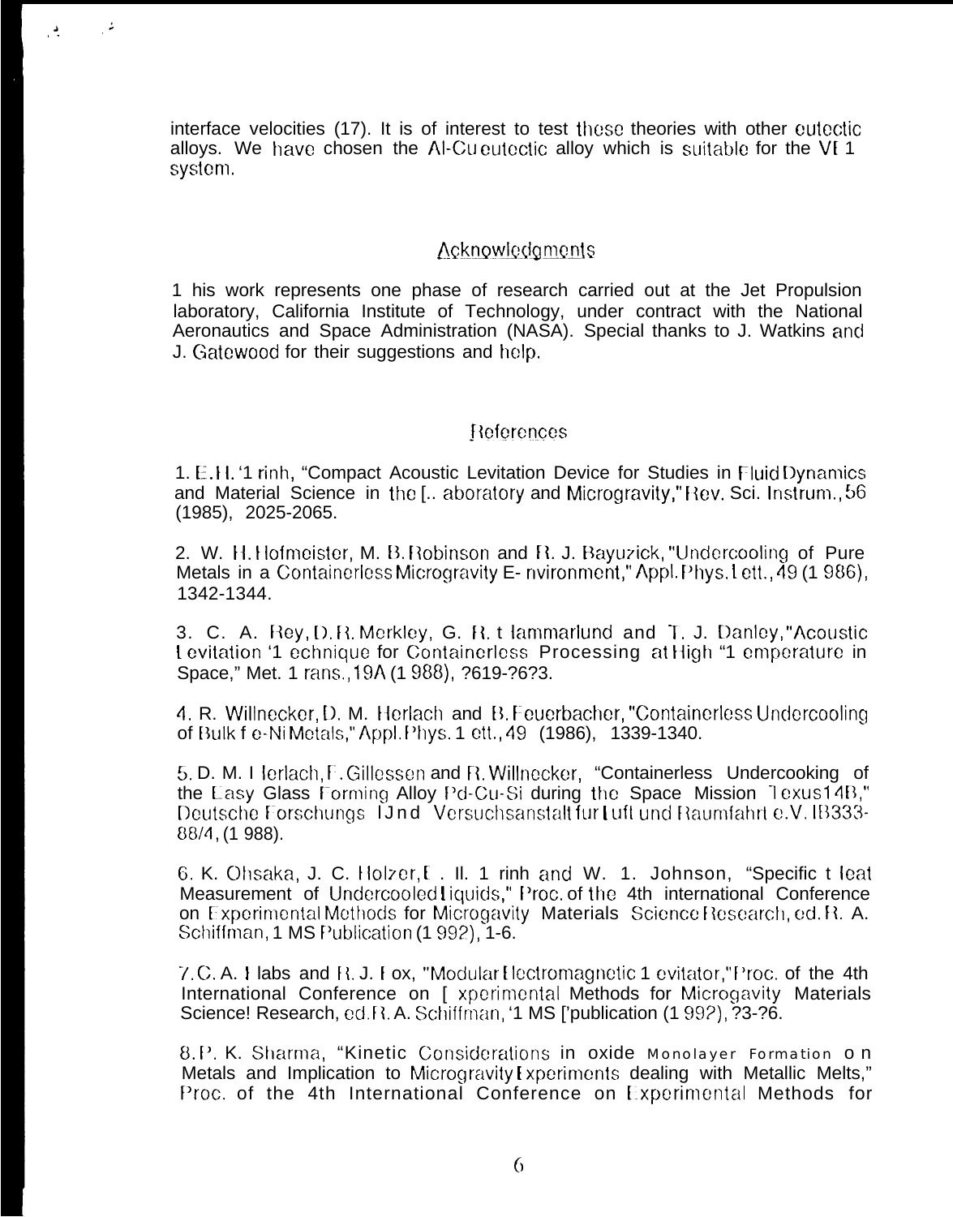interface velocities (17). It is of interest to test these theories with other eutectic alloys. We have chosen the Al-Cu eutectic alloy which is suitable for the VE 1 system.

## Acknowledgments

1 his work represents one phase of research carried out at the Jet Propulsion laboratory, California Institute of Technology, under contract with the National Aeronautics and Space Administration (NASA). Special thanks to J. Watkins and J. Gatewood for their suggestions and help.

## References

1. E. H. '1 rinh, "Compact Acoustic Levitation Device for Studies in Fluid Dynamics and Material Science in the [.. aboratory and Microgravity," Rev. Sci. Instrum., 56 (1985), 2025-2065.

2. W. H. Hofmeister, M. B. Robinson and R. J. Bayuzick, "Undercooling of Pure Metals in a Containerless Microgravity E- nvironment," Appl. Phys. Lett., 49 (1 986), 1342-1344.

3. C. A. Rey, D. R. Merkley, G. R. t lammarlund and T. J. Danley, "Acoustic Levitation '1 echnique for Containerless Processing at High "1 emperature in Space," Met. 1 rans., 19A (1 988), ?619-?6?3.

4. R. Willnecker, D. M. Herlach and B. Feuerbacher, "Containerless Undercooling of Bulk f e-Ni Metals," Appl. Phys. 1 ett., 49 (1986), 1339-1340.

5. D. M. I lerlach, F. Gillessen and R. Willnecker, "Containerless Undercooking of the Easy Glass Forming Alloy Pd-Cu-Si during the Space Mission Texus14B," Deutsche Forschungs IJnd Versuchsanstalt fur Luft und Raumfahrt e.V. IB333-88/4, (1 988).

6. K. Ohsaka, J. C. Holzer, E. H. 1 rinh and W. 1. Johnson, "Specific t leat Measurement of Undercooled Liquids," Proc. of the 4th international Conference on Experimental Methods for Microgavity Materials Science Research, ed. R. A. Schiffman, 1 MS Publication (1 99?), 1-6.

7. C. A. I labs and R. J. Fox, "Modular Electromagnetic 1 evitator," Proc. of the 4th International Conference on [ xperimental Methods for Microgavity Materials Science! Research, ed. R. A. Schiffman, '1 MS ['publication (1 99?), ?3-?6.

8. P. K. Sharma, "Kinetic Considerations in oxide Monolayer Formation on Metals and Implication to Microgravity Experiments dealing with Metallic Melts," Proc. of the 4th International Conference on Experimental Methods for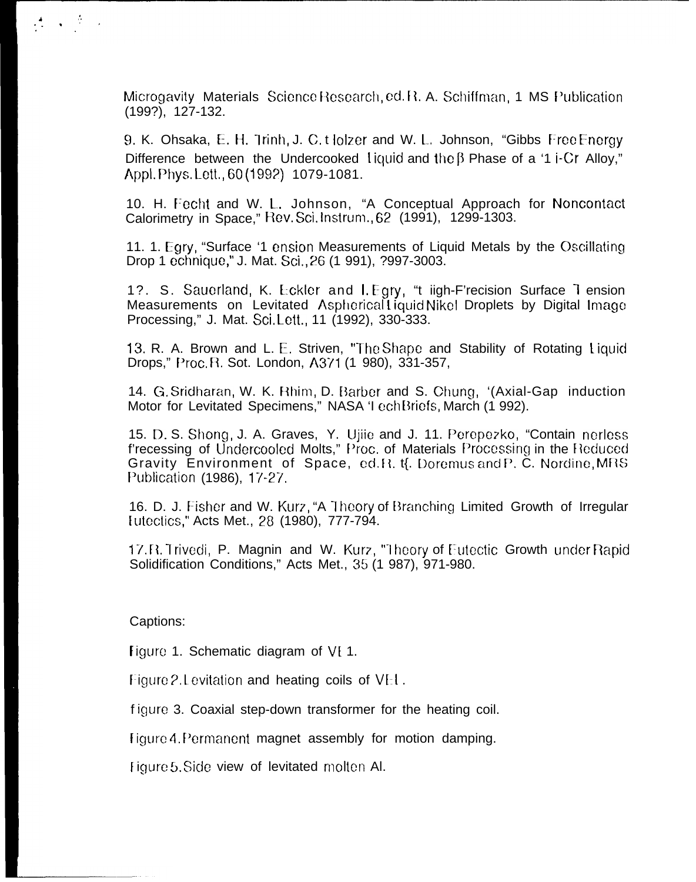Microgavity Materials Science Research, ed. R. A. Schiffman, 1 MS Publication (199?), 127-132.

9. K. Ohsaka, E. H. Trinh, J. C. Holzer and W. L. Johnson, "Gibbs Free Energy Difference between the Undercooked Liquid and the β Phase of a 'Ti-Cr Alloy," Appl. Phys. Lett., 60 (1992) 1079-1081.

10. H. Fecht and W. L. Johnson, "A Conceptual Approach for Noncontact Calorimetry in Space," Rev. Sci. Instrum., 62 (1991), 1299-1303.

11. I. Egry, "Surface Tension Measurements of Liquid Metals by the Oscillating Drop Technique," J. Mat. Sci., 26 (1 991), ?997-3003.

12. S. Sauerland, K. Eckler and I. Egry, "High-Precision Surface Tension Measurements on Levitated Aspherical Liquid Nikel Droplets by Digital Image Processing," J. Mat. Sci. Lett., 11 (1992), 330-333.

13. R. A. Brown and L. E. Striven, "The Shape and Stability of Rotating Liquid Drops," Proc. R. Sot. London, A371 (1 980), 331-357,

14. G. Sridharan, W. K. Rhim, D. Barber and S. Chung, '(Axial-Gap induction Motor for Levitated Specimens," NASA Tech Briefs, March (1 992).

15. D. S. Shong, J. A. Graves, Y. Ujiie and J. H. Perepezko, "Containerless Precessing of Undercooled Molts," Proc. of Materials Processing in the Reduced Gravity Environment of Space, ed. R. H. Doremus and P. C. Nordine, MRS Publication (1986), 17-27.

16. D. J. Fisher and W. Kurz, "A Theory of Branching Limited Growth of Irregular Eutectics," Acts Met., 28 (1980), 777-794.

17. R. Trivedi, P. Magnin and W. Kurz, "Theory of Eutectic Growth under Rapid Solidification Conditions," Acts Met., 35 (1 987), 971-980.

Captions:

Figure 1. Schematic diagram of VEL.

Figure 2. Levitation and heating coils of VEL.

Figure 3. Coaxial step-down transformer for the heating coil.

Figure 4. Permanent magnet assembly for motion damping.

Figure 5. Side view of levitated molten Al.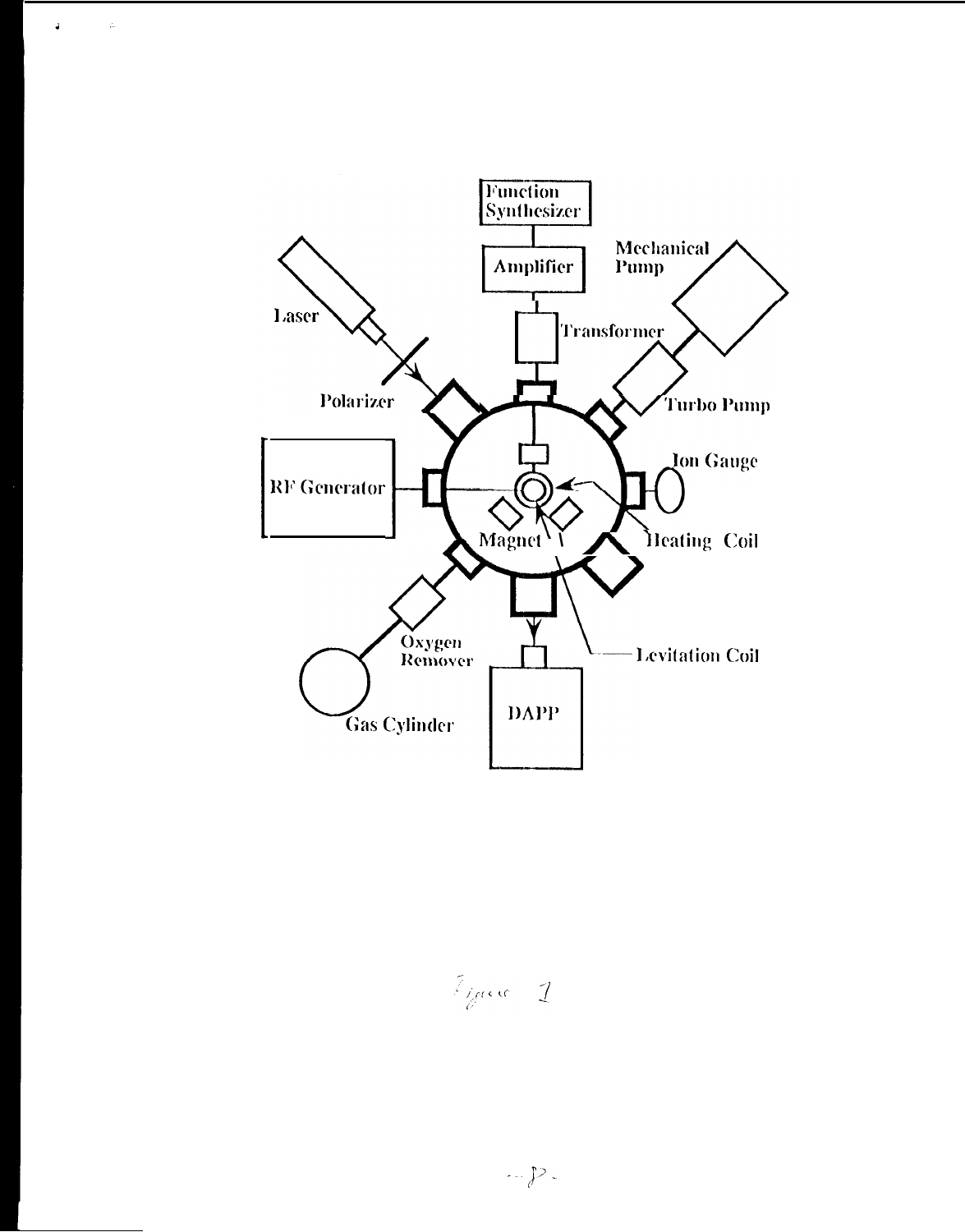Figure 1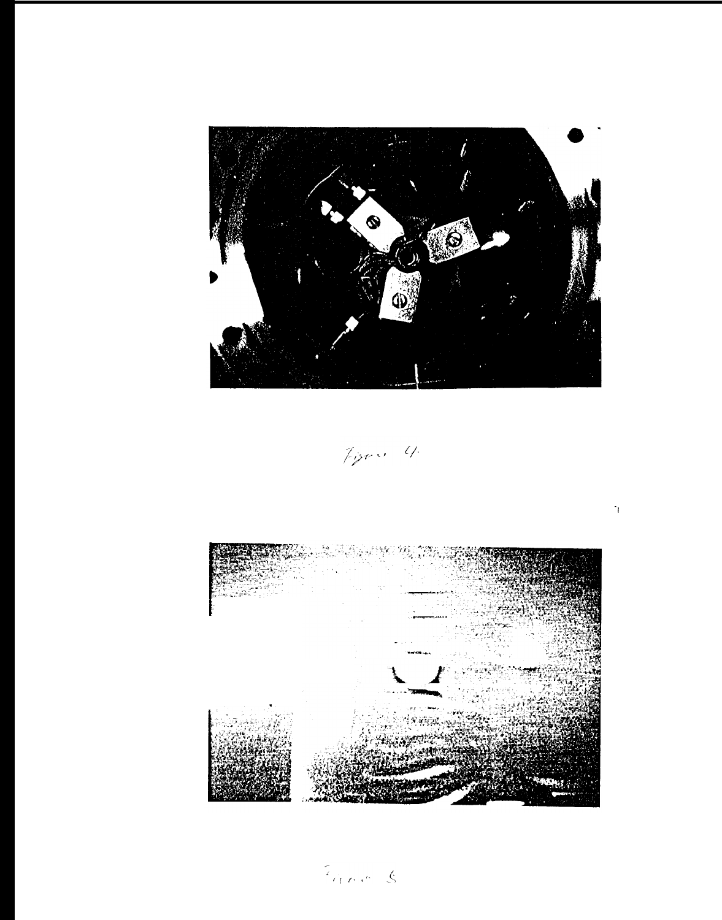Figure 4.

Figure 5